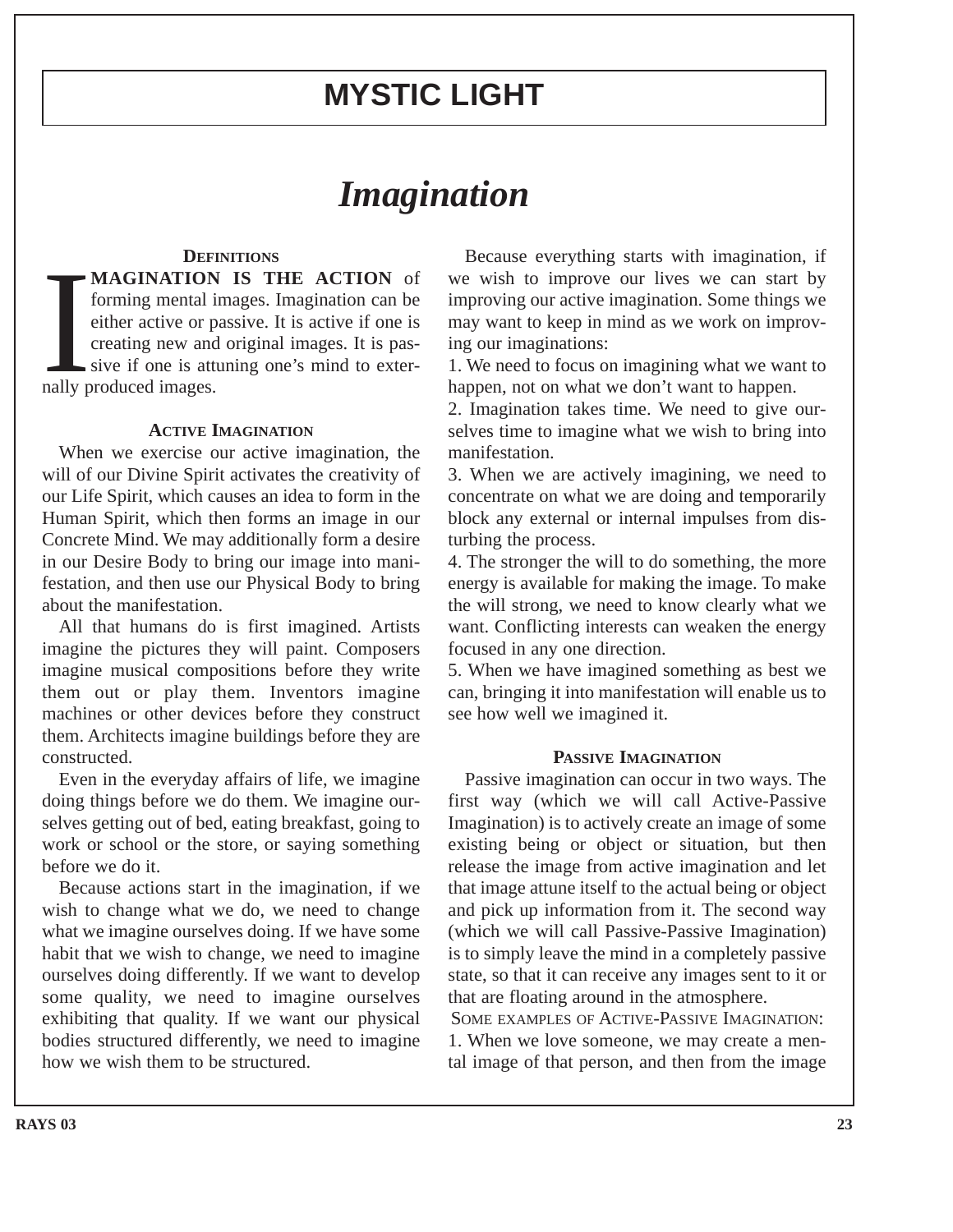# MYSTIC LIGHT

## *Imagination*

### Definitions

**IMAGINATION IS THE ACTION** of forming mental images. Imagination can be either active or passive. It is active if one is creating new and original images. It is passive if one is attuning one's mind to externally produced images.

### Active Imagination

When we exercise our active imagination, the will of our Divine Spirit activates the creativity of our Life Spirit, which causes an idea to form in the Human Spirit, which then forms an image in our Concrete Mind. We may additionally form a desire in our Desire Body to bring our image into manifestation, and then use our Physical Body to bring about the manifestation.

All that humans do is first imagined. Artists imagine the pictures they will paint. Composers imagine musical compositions before they write them out or play them. Inventors imagine machines or other devices before they construct them. Architects imagine buildings before they are constructed.

Even in the everyday affairs of life, we imagine doing things before we do them. We imagine ourselves getting out of bed, eating breakfast, going to work or school or the store, or saying something before we do it.

Because actions start in the imagination, if we wish to change what we do, we need to change what we imagine ourselves doing. If we have some habit that we wish to change, we need to imagine ourselves doing differently. If we want to develop some quality, we need to imagine ourselves exhibiting that quality. If we want our physical bodies structured differently, we need to imagine how we wish them to be structured.

Because everything starts with imagination, if we wish to improve our lives we can start by improving our active imagination. Some things we may want to keep in mind as we work on improving our imaginations:

1. We need to focus on imagining what we want to happen, not on what we don't want to happen.
2. Imagination takes time. We need to give ourselves time to imagine what we wish to bring into manifestation.
3. When we are actively imagining, we need to concentrate on what we are doing and temporarily block any external or internal impulses from disturbing the process.
4. The stronger the will to do something, the more energy is available for making the image. To make the will strong, we need to know clearly what we want. Conflicting interests can weaken the energy focused in any one direction.
5. When we have imagined something as best we can, bringing it into manifestation will enable us to see how well we imagined it.

### Passive Imagination

Passive imagination can occur in two ways. The first way (which we will call Active-Passive Imagination) is to actively create an image of some existing being or object or situation, but then release the image from active imagination and let that image attune itself to the actual being or object and pick up information from it. The second way (which we will call Passive-Passive Imagination) is to simply leave the mind in a completely passive state, so that it can receive any images sent to it or that are floating around in the atmosphere.

Some examples of Active-Passive Imagination:

1. When we love someone, we may create a mental image of that person, and then from the image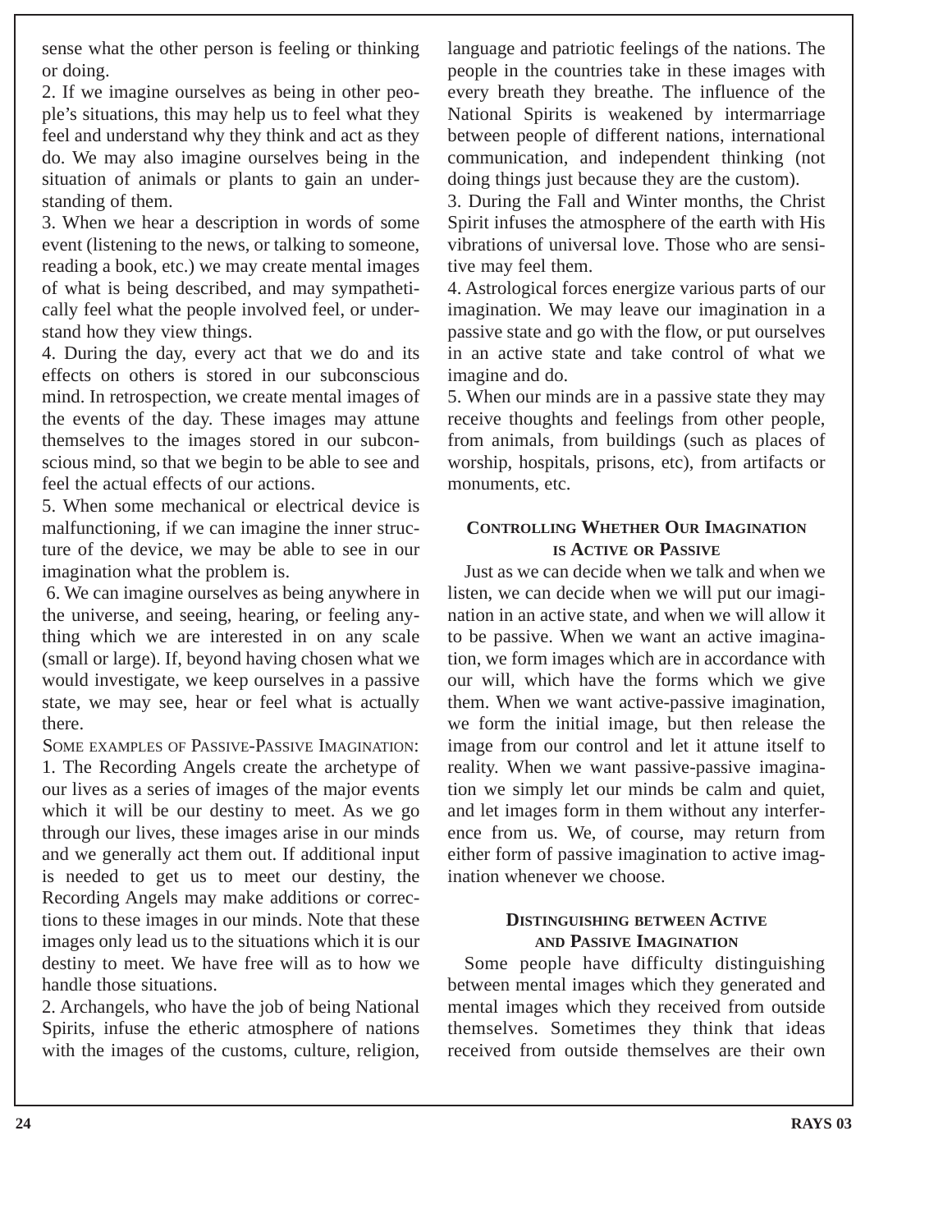sense what the other person is feeling or thinking or doing.

2. If we imagine ourselves as being in other people's situations, this may help us to feel what they feel and understand why they think and act as they do. We may also imagine ourselves being in the situation of animals or plants to gain an understanding of them.

3. When we hear a description in words of some event (listening to the news, or talking to someone, reading a book, etc.) we may create mental images of what is being described, and may sympathetically feel what the people involved feel, or understand how they view things.

4. During the day, every act that we do and its effects on others is stored in our subconscious mind. In retrospection, we create mental images of the events of the day. These images may attune themselves to the images stored in our subconscious mind, so that we begin to be able to see and feel the actual effects of our actions.

5. When some mechanical or electrical device is malfunctioning, if we can imagine the inner structure of the device, we may be able to see in our imagination what the problem is.

6. We can imagine ourselves as being anywhere in the universe, and seeing, hearing, or feeling anything which we are interested in on any scale (small or large). If, beyond having chosen what we would investigate, we keep ourselves in a passive state, we may see, hear or feel what is actually there.

Some examples of Passive-Passive Imagination:

1. The Recording Angels create the archetype of our lives as a series of images of the major events which it will be our destiny to meet. As we go through our lives, these images arise in our minds and we generally act them out. If additional input is needed to get us to meet our destiny, the Recording Angels may make additions or corrections to these images in our minds. Note that these images only lead us to the situations which it is our destiny to meet. We have free will as to how we handle those situations.

2. Archangels, who have the job of being National Spirits, infuse the etheric atmosphere of nations with the images of the customs, culture, religion, language and patriotic feelings of the nations. The people in the countries take in these images with every breath they breathe. The influence of the National Spirits is weakened by intermarriage between people of different nations, international communication, and independent thinking (not doing things just because they are the custom).

3. During the Fall and Winter months, the Christ Spirit infuses the atmosphere of the earth with His vibrations of universal love. Those who are sensitive may feel them.

4. Astrological forces energize various parts of our imagination. We may leave our imagination in a passive state and go with the flow, or put ourselves in an active state and take control of what we imagine and do.

5. When our minds are in a passive state they may receive thoughts and feelings from other people, from animals, from buildings (such as places of worship, hospitals, prisons, etc), from artifacts or monuments, etc.

## Controlling Whether Our Imagination is Active or Passive

Just as we can decide when we talk and when we listen, we can decide when we will put our imagination in an active state, and when we will allow it to be passive. When we want an active imagination, we form images which are in accordance with our will, which have the forms which we give them. When we want active-passive imagination, we form the initial image, but then release the image from our control and let it attune itself to reality. When we want passive-passive imagination we simply let our minds be calm and quiet, and let images form in them without any interference from us. We, of course, may return from either form of passive imagination to active imagination whenever we choose.

## Distinguishing between Active and Passive Imagination

Some people have difficulty distinguishing between mental images which they generated and mental images which they received from outside themselves. Sometimes they think that ideas received from outside themselves are their own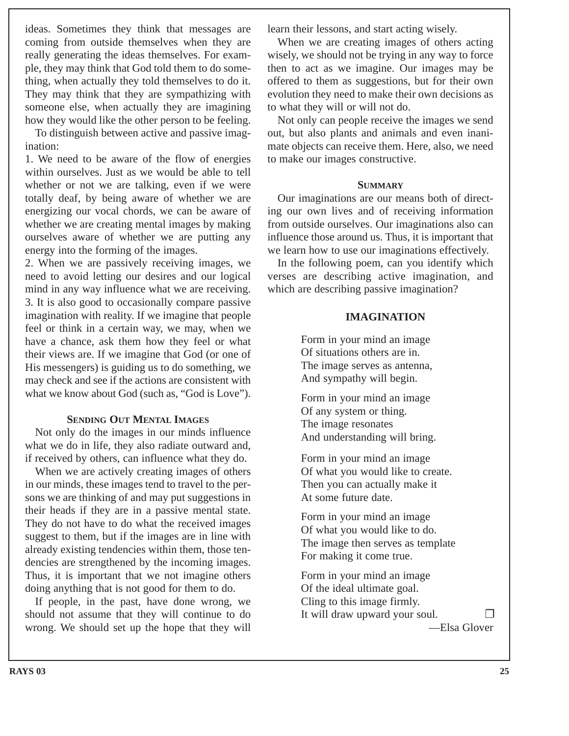ideas. Sometimes they think that messages are coming from outside themselves when they are really generating the ideas themselves. For example, they may think that God told them to do something, when actually they told themselves to do it. They may think that they are sympathizing with someone else, when actually they are imagining how they would like the other person to be feeling.

To distinguish between active and passive imagination:

1. We need to be aware of the flow of energies within ourselves. Just as we would be able to tell whether or not we are talking, even if we were totally deaf, by being aware of whether we are energizing our vocal chords, we can be aware of whether we are creating mental images by making ourselves aware of whether we are putting any energy into the forming of the images.
2. When we are passively receiving images, we need to avoid letting our desires and our logical mind in any way influence what we are receiving.
3. It is also good to occasionally compare passive imagination with reality. If we imagine that people feel or think in a certain way, we may, when we have a chance, ask them how they feel or what their views are. If we imagine that God (or one of His messengers) is guiding us to do something, we may check and see if the actions are consistent with what we know about God (such as, "God is Love").

### Sending Out Mental Images

Not only do the images in our minds influence what we do in life, they also radiate outward and, if received by others, can influence what they do.

When we are actively creating images of others in our minds, these images tend to travel to the persons we are thinking of and may put suggestions in their heads if they are in a passive mental state. They do not have to do what the received images suggest to them, but if the images are in line with already existing tendencies within them, those tendencies are strengthened by the incoming images. Thus, it is important that we not imagine others doing anything that is not good for them to do.

If people, in the past, have done wrong, we should not assume that they will continue to do wrong. We should set up the hope that they will learn their lessons, and start acting wisely.

When we are creating images of others acting wisely, we should not be trying in any way to force then to act as we imagine. Our images may be offered to them as suggestions, but for their own evolution they need to make their own decisions as to what they will or will not do.

Not only can people receive the images we send out, but also plants and animals and even inanimate objects can receive them. Here, also, we need to make our images constructive.

### Summary

Our imaginations are our means both of directing our own lives and of receiving information from outside ourselves. Our imaginations also can influence those around us. Thus, it is important that we learn how to use our imaginations effectively.

In the following poem, can you identify which verses are describing active imagination, and which are describing passive imagination?

## IMAGINATION

Form in your mind an image
Of situations others are in.
The image serves as antenna,
And sympathy will begin.

Form in your mind an image
Of any system or thing.
The image resonates
And understanding will bring.

Form in your mind an image
Of what you would like to create.
Then you can actually make it
At some future date.

Form in your mind an image
Of what you would like to do.
The image then serves as template
For making it come true.

Form in your mind an image
Of the ideal ultimate goal.
Cling to this image firmly.
It will draw upward your soul. ❒

—Elsa Glover